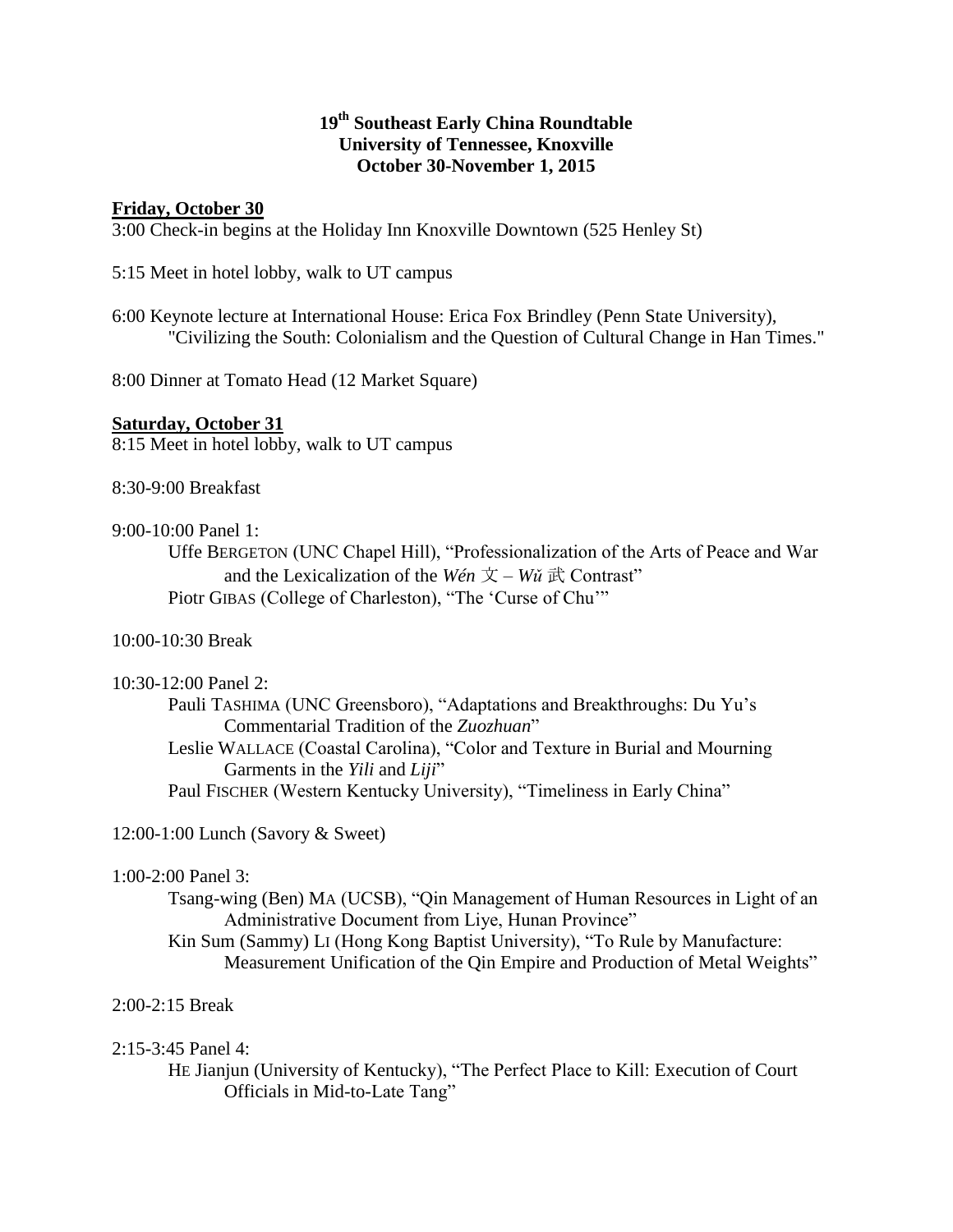# 19th Southeast Early China Roundtable
## University of Tennessee, Knoxville
## October 30-November 1, 2015

**Friday, October 30**

3:00 Check-in begins at the Holiday Inn Knoxville Downtown (525 Henley St)

5:15 Meet in hotel lobby, walk to UT campus

6:00 Keynote lecture at International House: Erica Fox Brindley (Penn State University), "Civilizing the South: Colonialism and the Question of Cultural Change in Han Times."

8:00 Dinner at Tomato Head (12 Market Square)

**Saturday, October 31**

8:15 Meet in hotel lobby, walk to UT campus

8:30-9:00 Breakfast

9:00-10:00 Panel 1:

- Uffe BERGETON (UNC Chapel Hill), "Professionalization of the Arts of Peace and War and the Lexicalization of the *Wén* 文 – *Wǔ* 武 Contrast"
- Piotr GIBAS (College of Charleston), "The 'Curse of Chu'"

10:00-10:30 Break

10:30-12:00 Panel 2:

- Pauli TASHIMA (UNC Greensboro), "Adaptations and Breakthroughs: Du Yu's Commentarial Tradition of the *Zuozhuan*"
- Leslie WALLACE (Coastal Carolina), "Color and Texture in Burial and Mourning Garments in the *Yili* and *Liji*"
- Paul FISCHER (Western Kentucky University), "Timeliness in Early China"

12:00-1:00 Lunch (Savory & Sweet)

1:00-2:00 Panel 3:

- Tsang-wing (Ben) MA (UCSB), "Qin Management of Human Resources in Light of an Administrative Document from Liye, Hunan Province"
- Kin Sum (Sammy) LI (Hong Kong Baptist University), "To Rule by Manufacture: Measurement Unification of the Qin Empire and Production of Metal Weights"

2:00-2:15 Break

2:15-3:45 Panel 4:

- HE Jianjun (University of Kentucky), "The Perfect Place to Kill: Execution of Court Officials in Mid-to-Late Tang"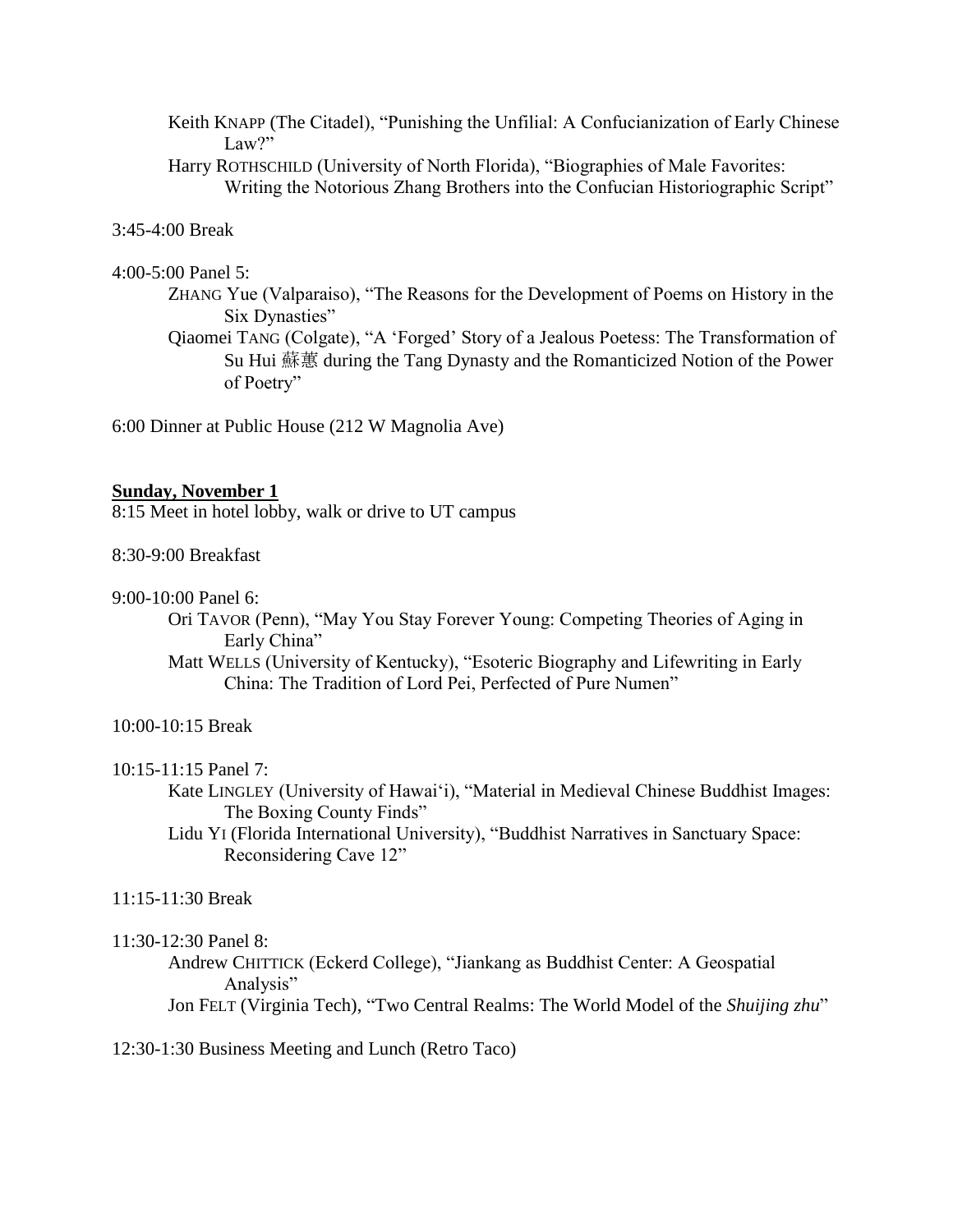Keith KNAPP (The Citadel), "Punishing the Unfilial: A Confucianization of Early Chinese Law?"

Harry ROTHSCHILD (University of North Florida), "Biographies of Male Favorites: Writing the Notorious Zhang Brothers into the Confucian Historiographic Script"

3:45-4:00 Break

4:00-5:00 Panel 5:

ZHANG Yue (Valparaiso), "The Reasons for the Development of Poems on History in the Six Dynasties"

Qiaomei TANG (Colgate), "A 'Forged' Story of a Jealous Poetess: The Transformation of Su Hui 蘇蕙 during the Tang Dynasty and the Romanticized Notion of the Power of Poetry"

6:00 Dinner at Public House (212 W Magnolia Ave)

**Sunday, November 1**

8:15 Meet in hotel lobby, walk or drive to UT campus

8:30-9:00 Breakfast

9:00-10:00 Panel 6:

Ori TAVOR (Penn), "May You Stay Forever Young: Competing Theories of Aging in Early China"

Matt WELLS (University of Kentucky), "Esoteric Biography and Lifewriting in Early China: The Tradition of Lord Pei, Perfected of Pure Numen"

10:00-10:15 Break

10:15-11:15 Panel 7:

Kate LINGLEY (University of Hawai'i), "Material in Medieval Chinese Buddhist Images: The Boxing County Finds"

Lidu YI (Florida International University), "Buddhist Narratives in Sanctuary Space: Reconsidering Cave 12"

11:15-11:30 Break

11:30-12:30 Panel 8:

Andrew CHITTICK (Eckerd College), "Jiankang as Buddhist Center: A Geospatial Analysis"

Jon FELT (Virginia Tech), "Two Central Realms: The World Model of the *Shuijing zhu*"

12:30-1:30 Business Meeting and Lunch (Retro Taco)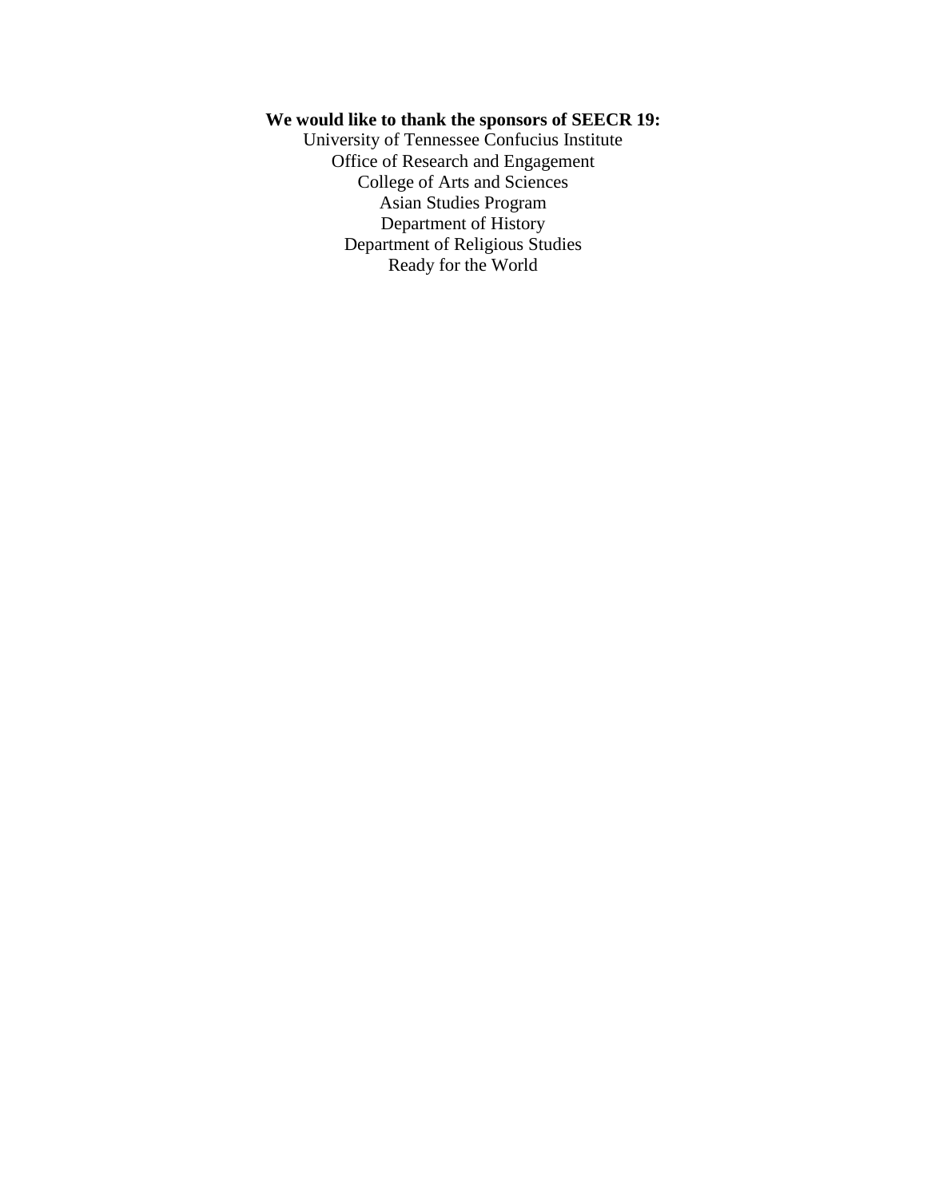**We would like to thank the sponsors of SEECR 19:**

University of Tennessee Confucius Institute
Office of Research and Engagement
College of Arts and Sciences
Asian Studies Program
Department of History
Department of Religious Studies
Ready for the World